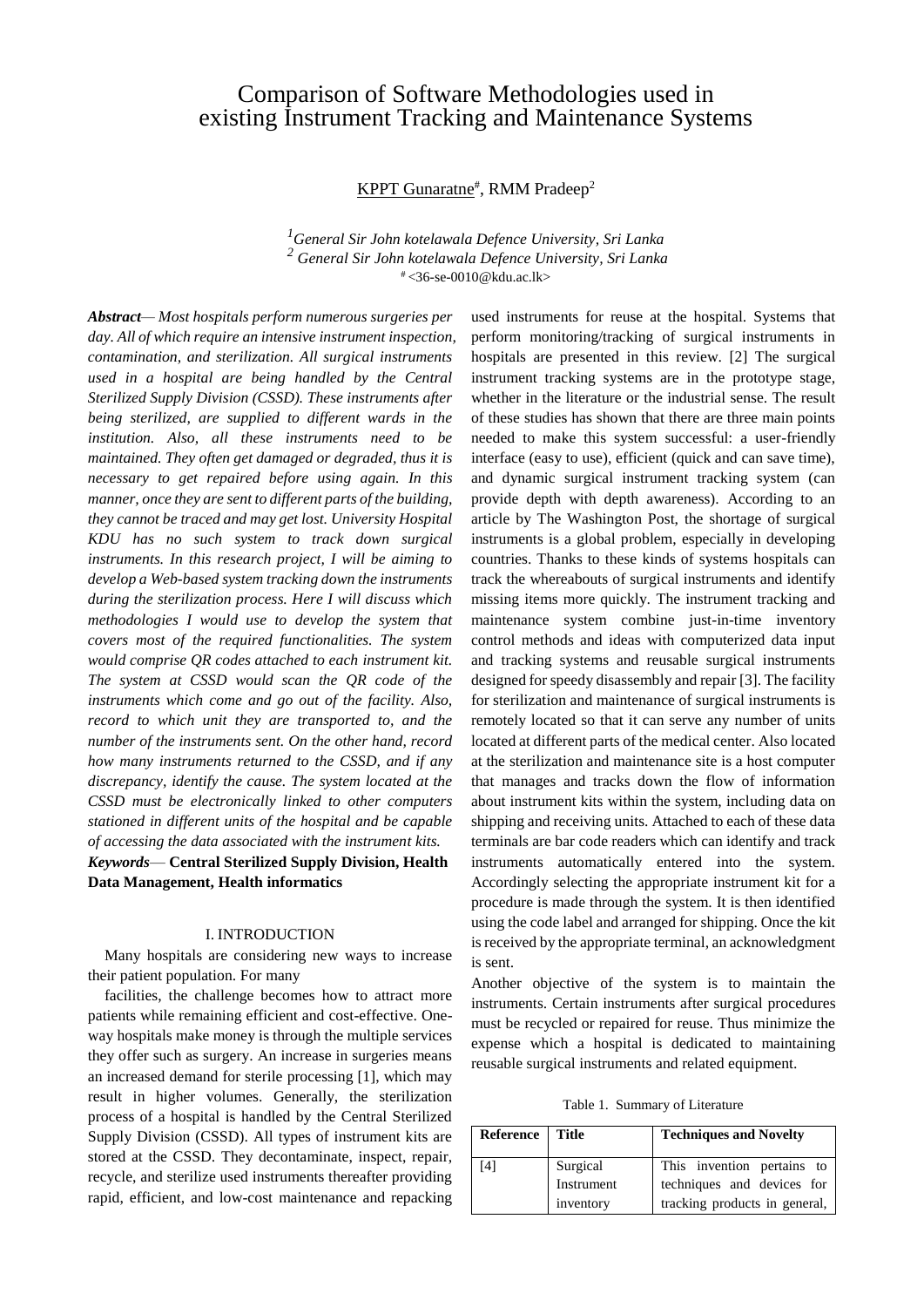# Comparison of Software Methodologies used in existing Instrument Tracking and Maintenance Systems

KPPT Gunaratne#, RMM Pradeep[2]

[1]General Sir John kotelawala Defence University, Sri Lanka
[2] General Sir John kotelawala Defence University, Sri Lanka
# <36-se-0010@kdu.ac.lk>

***Abstract*** *— Most hospitals perform numerous surgeries per day. All of which require an intensive instrument inspection, contamination, and sterilization. All surgical instruments used in a hospital are being handled by the Central Sterilized Supply Division (CSSD). These instruments after being sterilized, are supplied to different wards in the institution. Also, all these instruments need to be maintained. They often get damaged or degraded, thus it is necessary to get repaired before using again. In this manner, once they are sent to different parts of the building, they cannot be traced and may get lost. University Hospital KDU has no such system to track down surgical instruments. In this research project, I will be aiming to develop a Web-based system tracking down the instruments during the sterilization process. Here I will discuss which methodologies I would use to develop the system that covers most of the required functionalities. The system would comprise QR codes attached to each instrument kit. The system at CSSD would scan the QR code of the instruments which come and go out of the facility. Also, record to which unit they are transported to, and the number of the instruments sent. On the other hand, record how many instruments returned to the CSSD, and if any discrepancy, identify the cause. The system located at the CSSD must be electronically linked to other computers stationed in different units of the hospital and be capable of accessing the data associated with the instrument kits.*

***Keywords*** — **Central Sterilized Supply Division, Health Data Management, Health informatics**

## I. INTRODUCTION

Many hospitals are considering new ways to increase their patient population. For many facilities, the challenge becomes how to attract more patients while remaining efficient and cost-effective. One-way hospitals make money is through the multiple services they offer such as surgery. An increase in surgeries means an increased demand for sterile processing [1], which may result in higher volumes. Generally, the sterilization process of a hospital is handled by the Central Sterilized Supply Division (CSSD). All types of instrument kits are stored at the CSSD. They decontaminate, inspect, repair, recycle, and sterilize used instruments thereafter providing rapid, efficient, and low-cost maintenance and repacking used instruments for reuse at the hospital. Systems that perform monitoring/tracking of surgical instruments in hospitals are presented in this review. [2] The surgical instrument tracking systems are in the prototype stage, whether in the literature or the industrial sense. The result of these studies has shown that there are three main points needed to make this system successful: a user-friendly interface (easy to use), efficient (quick and can save time), and dynamic surgical instrument tracking system (can provide depth with depth awareness). According to an article by The Washington Post, the shortage of surgical instruments is a global problem, especially in developing countries. Thanks to these kinds of systems hospitals can track the whereabouts of surgical instruments and identify missing items more quickly. The instrument tracking and maintenance system combine just-in-time inventory control methods and ideas with computerized data input and tracking systems and reusable surgical instruments designed for speedy disassembly and repair [3]. The facility for sterilization and maintenance of surgical instruments is remotely located so that it can serve any number of units located at different parts of the medical center. Also located at the sterilization and maintenance site is a host computer that manages and tracks down the flow of information about instrument kits within the system, including data on shipping and receiving units. Attached to each of these data terminals are bar code readers which can identify and track instruments automatically entered into the system. Accordingly selecting the appropriate instrument kit for a procedure is made through the system. It is then identified using the code label and arranged for shipping. Once the kit is received by the appropriate terminal, an acknowledgment is sent.

Another objective of the system is to maintain the instruments. Certain instruments after surgical procedures must be recycled or repaired for reuse. Thus minimize the expense which a hospital is dedicated to maintaining reusable surgical instruments and related equipment.

Table 1. Summary of Literature

| Reference | Title | Techniques and Novelty |
|---|---|---|
| [4] | Surgical Instrument inventory | This invention pertains to techniques and devices for tracking products in general, |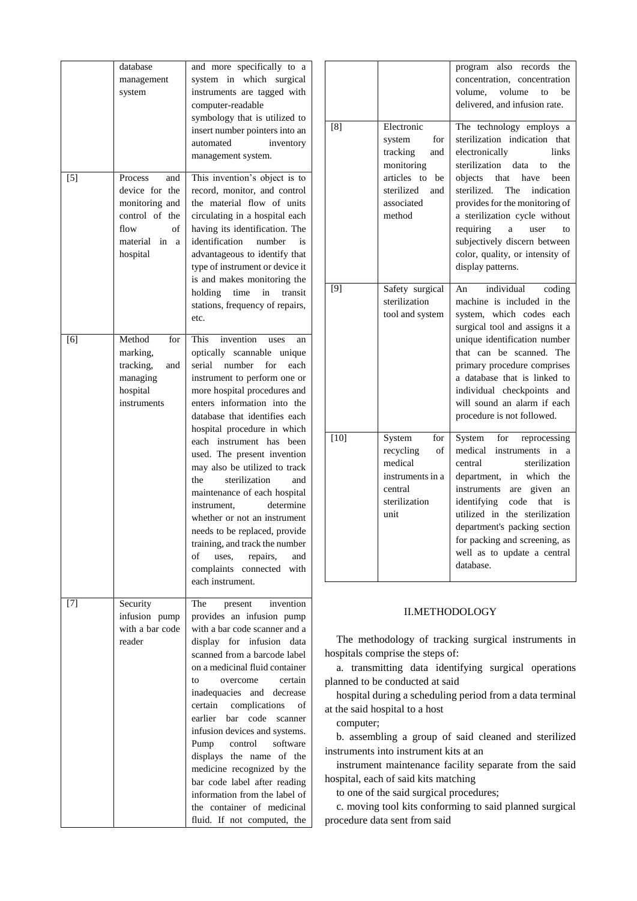| | | |
|---|---|---|
| | database management system | and more specifically to a system in which surgical instruments are tagged with computer-readable symbology that is utilized to insert number pointers into an automated inventory management system. |
| [5] | Process and device for the monitoring and control of the flow of material in a hospital | This invention's object is to record, monitor, and control the material flow of units circulating in a hospital each having its identification. The identification number is advantageous to identify that type of instrument or device it is and makes monitoring the holding time in transit stations, frequency of repairs, etc. |
| [6] | Method for marking, tracking, and managing hospital instruments | This invention uses an optically scannable unique serial number for each instrument to perform one or more hospital procedures and enters information into the database that identifies each hospital procedure in which each instrument has been used. The present invention may also be utilized to track the sterilization and maintenance of each hospital instrument, determine whether or not an instrument needs to be replaced, provide training, and track the number of uses, repairs, and complaints connected with each instrument. |
| [7] | Security infusion pump with a bar code reader | The present invention provides an infusion pump with a bar code scanner and a display for infusion data scanned from a barcode label on a medicinal fluid container to overcome certain inadequacies and decrease certain complications of earlier bar code scanner infusion devices and systems. Pump control software displays the name of the medicine recognized by the bar code label after reading information from the label of the container of medicinal fluid. If not computed, the program also records the concentration, concentration volume, volume to be delivered, and infusion rate. |
| [8] | Electronic system for tracking and monitoring articles to be sterilized and associated method | The technology employs a sterilization indication that electronically links sterilization data to the objects that have been sterilized. The indication provides for the monitoring of a sterilization cycle without requiring a user to subjectively discern between color, quality, or intensity of display patterns. |
| [9] | Safety surgical sterilization tool and system | An individual coding machine is included in the system, which codes each surgical tool and assigns it a unique identification number that can be scanned. The primary procedure comprises a database that is linked to individual checkpoints and will sound an alarm if each procedure is not followed. |
| [10] | System for recycling of medical instruments in a central sterilization unit | System for reprocessing medical instruments in a central sterilization department, in which the instruments are given an identifying code that is utilized in the sterilization department's packing section for packing and screening, as well as to update a central database. |

## II. METHODOLOGY

The methodology of tracking surgical instruments in hospitals comprise the steps of:

a. transmitting data identifying surgical operations planned to be conducted at said hospital during a scheduling period from a data terminal at the said hospital to a host computer;

b. assembling a group of said cleaned and sterilized instruments into instrument kits at an instrument maintenance facility separate from the said hospital, each of said kits matching to one of the said surgical procedures;

c. moving tool kits conforming to said planned surgical procedure data sent from said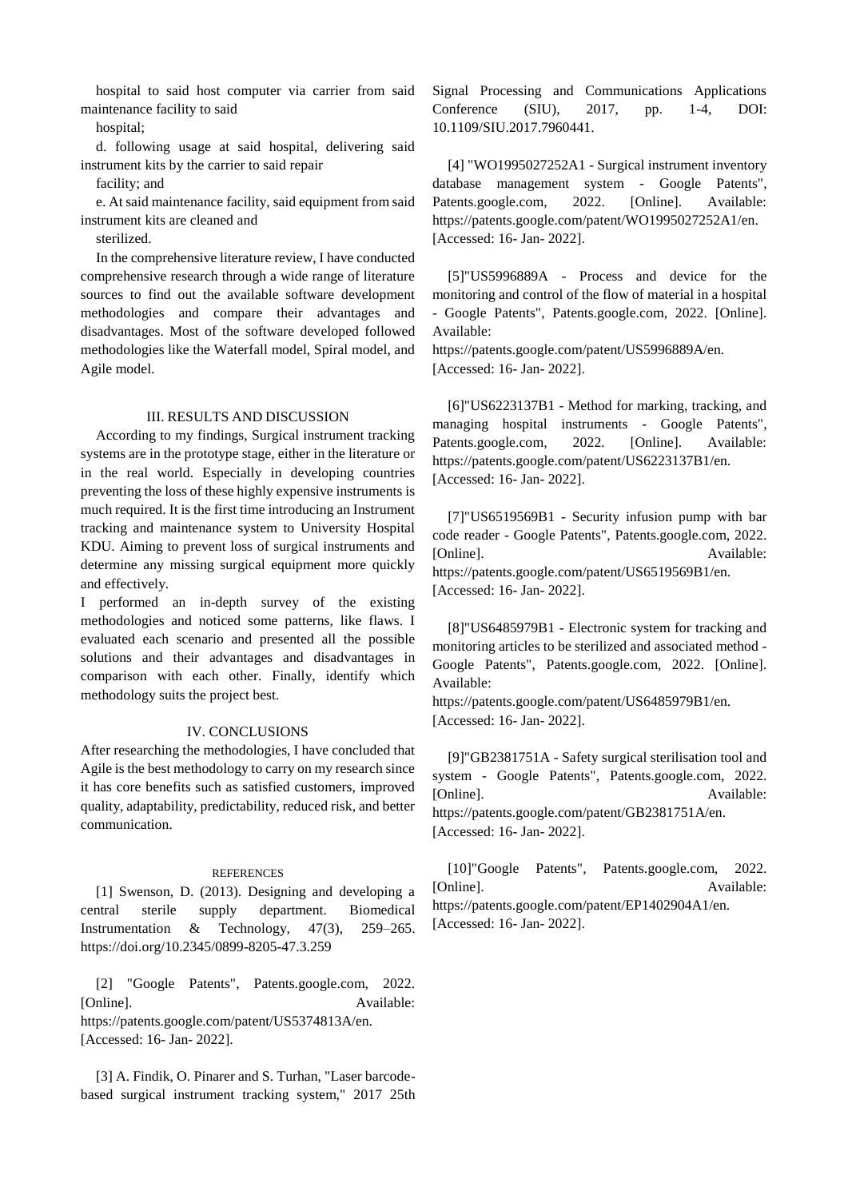hospital to said host computer via carrier from said maintenance facility to said

hospital;

d. following usage at said hospital, delivering said instrument kits by the carrier to said repair

facility; and

e. At said maintenance facility, said equipment from said instrument kits are cleaned and

sterilized.

In the comprehensive literature review, I have conducted comprehensive research through a wide range of literature sources to find out the available software development methodologies and compare their advantages and disadvantages. Most of the software developed followed methodologies like the Waterfall model, Spiral model, and Agile model.

## III. RESULTS AND DISCUSSION

According to my findings, Surgical instrument tracking systems are in the prototype stage, either in the literature or in the real world. Especially in developing countries preventing the loss of these highly expensive instruments is much required. It is the first time introducing an Instrument tracking and maintenance system to University Hospital KDU. Aiming to prevent loss of surgical instruments and determine any missing surgical equipment more quickly and effectively.

I performed an in-depth survey of the existing methodologies and noticed some patterns, like flaws. I evaluated each scenario and presented all the possible solutions and their advantages and disadvantages in comparison with each other. Finally, identify which methodology suits the project best.

## IV. CONCLUSIONS

After researching the methodologies, I have concluded that Agile is the best methodology to carry on my research since it has core benefits such as satisfied customers, improved quality, adaptability, predictability, reduced risk, and better communication.

## REFERENCES

[1] Swenson, D. (2013). Designing and developing a central sterile supply department. Biomedical Instrumentation & Technology, 47(3), 259–265. https://doi.org/10.2345/0899-8205-47.3.259

[2] "Google Patents", Patents.google.com, 2022. [Online]. Available: https://patents.google.com/patent/US5374813A/en. [Accessed: 16- Jan- 2022].

[3] A. Findik, O. Pinarer and S. Turhan, "Laser barcode-based surgical instrument tracking system," 2017 25th Signal Processing and Communications Applications Conference (SIU), 2017, pp. 1-4, DOI: 10.1109/SIU.2017.7960441.

[4] "WO1995027252A1 - Surgical instrument inventory database management system - Google Patents", Patents.google.com, 2022. [Online]. Available: https://patents.google.com/patent/WO1995027252A1/en. [Accessed: 16- Jan- 2022].

[5]"US5996889A - Process and device for the monitoring and control of the flow of material in a hospital - Google Patents", Patents.google.com, 2022. [Online]. Available: https://patents.google.com/patent/US5996889A/en. [Accessed: 16- Jan- 2022].

[6]"US6223137B1 - Method for marking, tracking, and managing hospital instruments - Google Patents", Patents.google.com, 2022. [Online]. Available: https://patents.google.com/patent/US6223137B1/en. [Accessed: 16- Jan- 2022].

[7]"US6519569B1 - Security infusion pump with bar code reader - Google Patents", Patents.google.com, 2022. [Online]. Available: https://patents.google.com/patent/US6519569B1/en. [Accessed: 16- Jan- 2022].

[8]"US6485979B1 - Electronic system for tracking and monitoring articles to be sterilized and associated method - Google Patents", Patents.google.com, 2022. [Online]. Available: https://patents.google.com/patent/US6485979B1/en. [Accessed: 16- Jan- 2022].

[9]"GB2381751A - Safety surgical sterilisation tool and system - Google Patents", Patents.google.com, 2022. [Online]. Available: https://patents.google.com/patent/GB2381751A/en. [Accessed: 16- Jan- 2022].

[10]"Google Patents", Patents.google.com, 2022. [Online]. Available: https://patents.google.com/patent/EP1402904A1/en. [Accessed: 16- Jan- 2022].